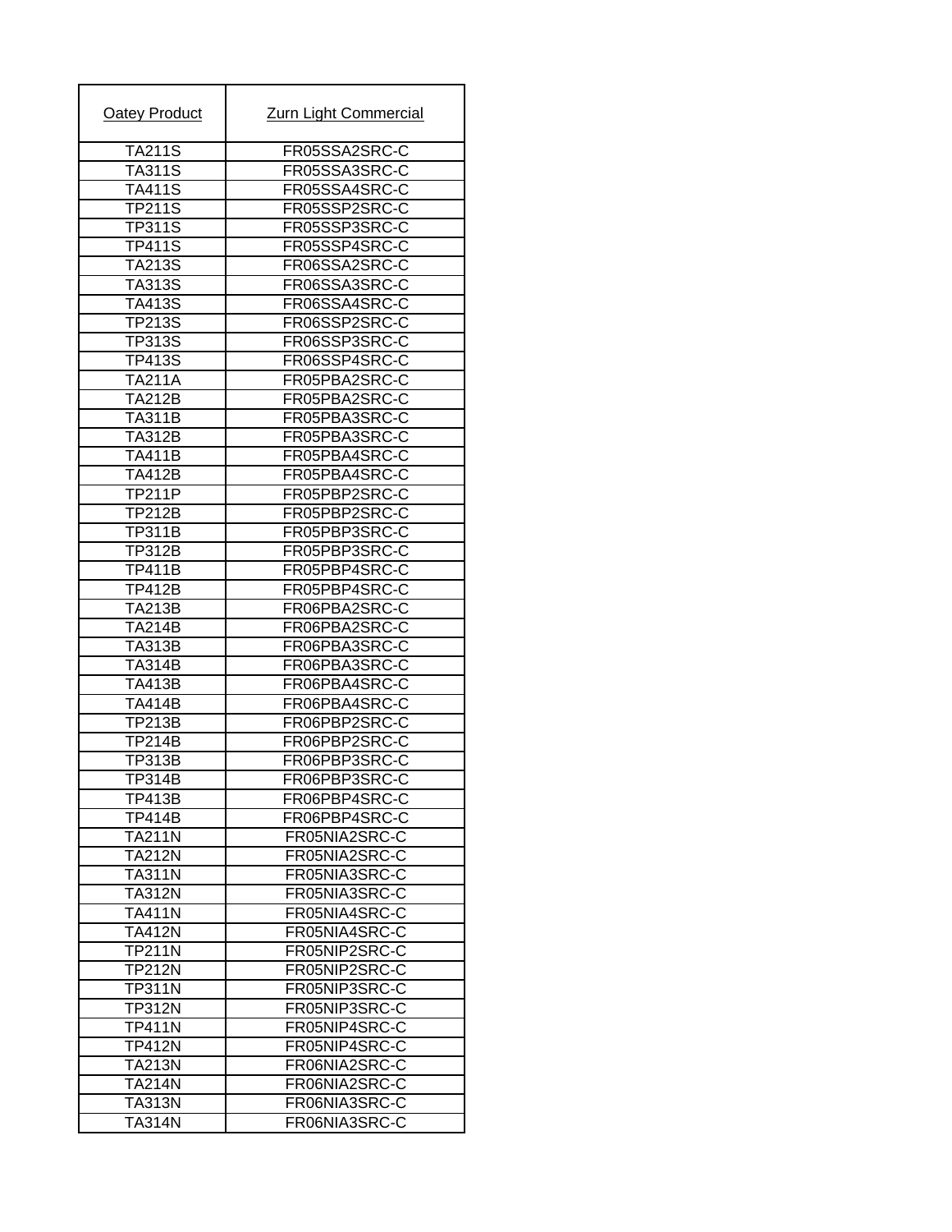| Oatey Product | Zurn Light Commercial |
|---|---|
| TA211S | FR05SSA2SRC-C |
| TA311S | FR05SSA3SRC-C |
| TA411S | FR05SSA4SRC-C |
| TP211S | FR05SSP2SRC-C |
| TP311S | FR05SSP3SRC-C |
| TP411S | FR05SSP4SRC-C |
| TA213S | FR06SSA2SRC-C |
| TA313S | FR06SSA3SRC-C |
| TA413S | FR06SSA4SRC-C |
| TP213S | FR06SSP2SRC-C |
| TP313S | FR06SSP3SRC-C |
| TP413S | FR06SSP4SRC-C |
| TA211A | FR05PBA2SRC-C |
| TA212B | FR05PBA2SRC-C |
| TA311B | FR05PBA3SRC-C |
| TA312B | FR05PBA3SRC-C |
| TA411B | FR05PBA4SRC-C |
| TA412B | FR05PBA4SRC-C |
| TP211P | FR05PBP2SRC-C |
| TP212B | FR05PBP2SRC-C |
| TP311B | FR05PBP3SRC-C |
| TP312B | FR05PBP3SRC-C |
| TP411B | FR05PBP4SRC-C |
| TP412B | FR05PBP4SRC-C |
| TA213B | FR06PBA2SRC-C |
| TA214B | FR06PBA2SRC-C |
| TA313B | FR06PBA3SRC-C |
| TA314B | FR06PBA3SRC-C |
| TA413B | FR06PBA4SRC-C |
| TA414B | FR06PBA4SRC-C |
| TP213B | FR06PBP2SRC-C |
| TP214B | FR06PBP2SRC-C |
| TP313B | FR06PBP3SRC-C |
| TP314B | FR06PBP3SRC-C |
| TP413B | FR06PBP4SRC-C |
| TP414B | FR06PBP4SRC-C |
| TA211N | FR05NIA2SRC-C |
| TA212N | FR05NIA2SRC-C |
| TA311N | FR05NIA3SRC-C |
| TA312N | FR05NIA3SRC-C |
| TA411N | FR05NIA4SRC-C |
| TA412N | FR05NIA4SRC-C |
| TP211N | FR05NIP2SRC-C |
| TP212N | FR05NIP2SRC-C |
| TP311N | FR05NIP3SRC-C |
| TP312N | FR05NIP3SRC-C |
| TP411N | FR05NIP4SRC-C |
| TP412N | FR05NIP4SRC-C |
| TA213N | FR06NIA2SRC-C |
| TA214N | FR06NIA2SRC-C |
| TA313N | FR06NIA3SRC-C |
| TA314N | FR06NIA3SRC-C |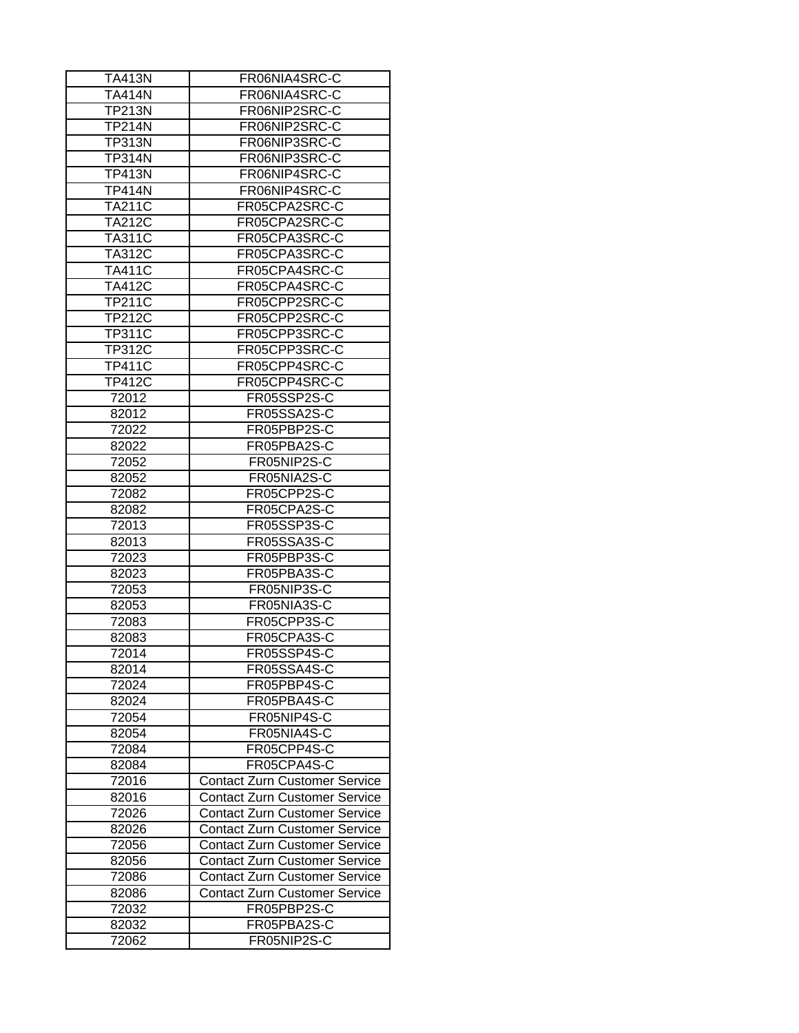| | |
|---|---|
| TA413N | FR06NIA4SRC-C |
| TA414N | FR06NIA4SRC-C |
| TP213N | FR06NIP2SRC-C |
| TP214N | FR06NIP2SRC-C |
| TP313N | FR06NIP3SRC-C |
| TP314N | FR06NIP3SRC-C |
| TP413N | FR06NIP4SRC-C |
| TP414N | FR06NIP4SRC-C |
| TA211C | FR05CPA2SRC-C |
| TA212C | FR05CPA2SRC-C |
| TA311C | FR05CPA3SRC-C |
| TA312C | FR05CPA3SRC-C |
| TA411C | FR05CPA4SRC-C |
| TA412C | FR05CPA4SRC-C |
| TP211C | FR05CPP2SRC-C |
| TP212C | FR05CPP2SRC-C |
| TP311C | FR05CPP3SRC-C |
| TP312C | FR05CPP3SRC-C |
| TP411C | FR05CPP4SRC-C |
| TP412C | FR05CPP4SRC-C |
| 72012 | FR05SSP2S-C |
| 82012 | FR05SSA2S-C |
| 72022 | FR05PBP2S-C |
| 82022 | FR05PBA2S-C |
| 72052 | FR05NIP2S-C |
| 82052 | FR05NIA2S-C |
| 72082 | FR05CPP2S-C |
| 82082 | FR05CPA2S-C |
| 72013 | FR05SSP3S-C |
| 82013 | FR05SSA3S-C |
| 72023 | FR05PBP3S-C |
| 82023 | FR05PBA3S-C |
| 72053 | FR05NIP3S-C |
| 82053 | FR05NIA3S-C |
| 72083 | FR05CPP3S-C |
| 82083 | FR05CPA3S-C |
| 72014 | FR05SSP4S-C |
| 82014 | FR05SSA4S-C |
| 72024 | FR05PBP4S-C |
| 82024 | FR05PBA4S-C |
| 72054 | FR05NIP4S-C |
| 82054 | FR05NIA4S-C |
| 72084 | FR05CPP4S-C |
| 82084 | FR05CPA4S-C |
| 72016 | Contact Zurn Customer Service |
| 82016 | Contact Zurn Customer Service |
| 72026 | Contact Zurn Customer Service |
| 82026 | Contact Zurn Customer Service |
| 72056 | Contact Zurn Customer Service |
| 82056 | Contact Zurn Customer Service |
| 72086 | Contact Zurn Customer Service |
| 82086 | Contact Zurn Customer Service |
| 72032 | FR05PBP2S-C |
| 82032 | FR05PBA2S-C |
| 72062 | FR05NIP2S-C |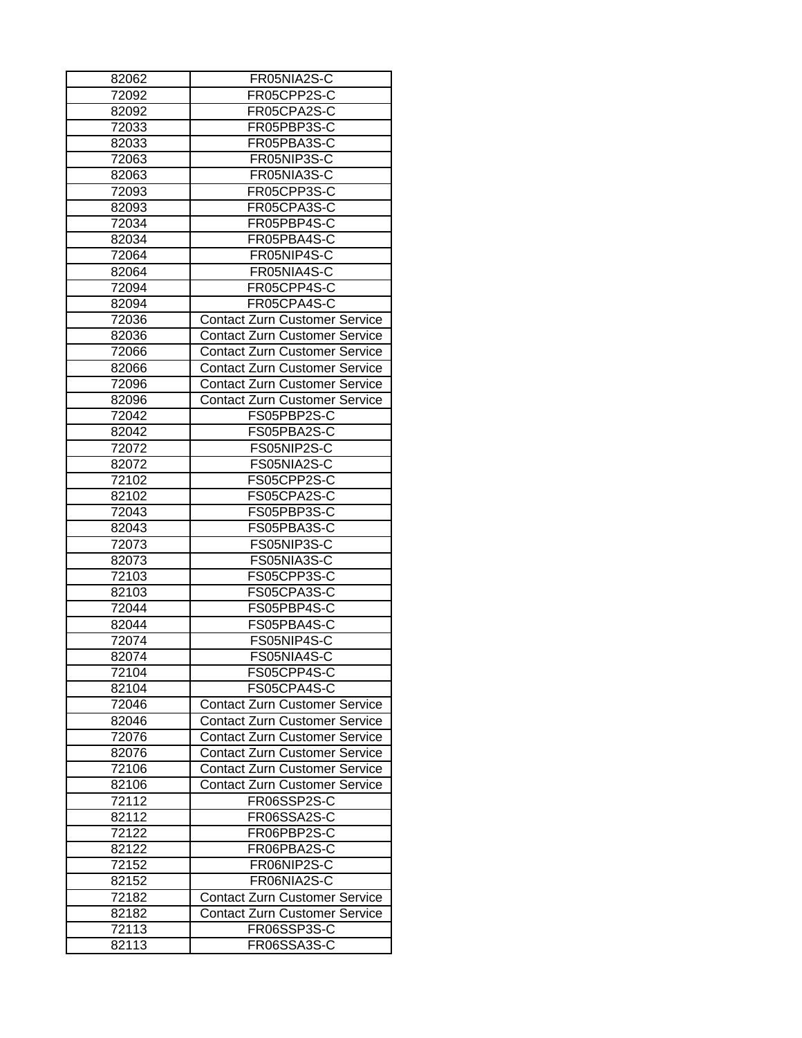| | |
|---|---|
| 82062 | FR05NIA2S-C |
| 72092 | FR05CPP2S-C |
| 82092 | FR05CPA2S-C |
| 72033 | FR05PBP3S-C |
| 82033 | FR05PBA3S-C |
| 72063 | FR05NIP3S-C |
| 82063 | FR05NIA3S-C |
| 72093 | FR05CPP3S-C |
| 82093 | FR05CPA3S-C |
| 72034 | FR05PBP4S-C |
| 82034 | FR05PBA4S-C |
| 72064 | FR05NIP4S-C |
| 82064 | FR05NIA4S-C |
| 72094 | FR05CPP4S-C |
| 82094 | FR05CPA4S-C |
| 72036 | Contact Zurn Customer Service |
| 82036 | Contact Zurn Customer Service |
| 72066 | Contact Zurn Customer Service |
| 82066 | Contact Zurn Customer Service |
| 72096 | Contact Zurn Customer Service |
| 82096 | Contact Zurn Customer Service |
| 72042 | FS05PBP2S-C |
| 82042 | FS05PBA2S-C |
| 72072 | FS05NIP2S-C |
| 82072 | FS05NIA2S-C |
| 72102 | FS05CPP2S-C |
| 82102 | FS05CPA2S-C |
| 72043 | FS05PBP3S-C |
| 82043 | FS05PBA3S-C |
| 72073 | FS05NIP3S-C |
| 82073 | FS05NIA3S-C |
| 72103 | FS05CPP3S-C |
| 82103 | FS05CPA3S-C |
| 72044 | FS05PBP4S-C |
| 82044 | FS05PBA4S-C |
| 72074 | FS05NIP4S-C |
| 82074 | FS05NIA4S-C |
| 72104 | FS05CPP4S-C |
| 82104 | FS05CPA4S-C |
| 72046 | Contact Zurn Customer Service |
| 82046 | Contact Zurn Customer Service |
| 72076 | Contact Zurn Customer Service |
| 82076 | Contact Zurn Customer Service |
| 72106 | Contact Zurn Customer Service |
| 82106 | Contact Zurn Customer Service |
| 72112 | FR06SSP2S-C |
| 82112 | FR06SSA2S-C |
| 72122 | FR06PBP2S-C |
| 82122 | FR06PBA2S-C |
| 72152 | FR06NIP2S-C |
| 82152 | FR06NIA2S-C |
| 72182 | Contact Zurn Customer Service |
| 82182 | Contact Zurn Customer Service |
| 72113 | FR06SSP3S-C |
| 82113 | FR06SSA3S-C |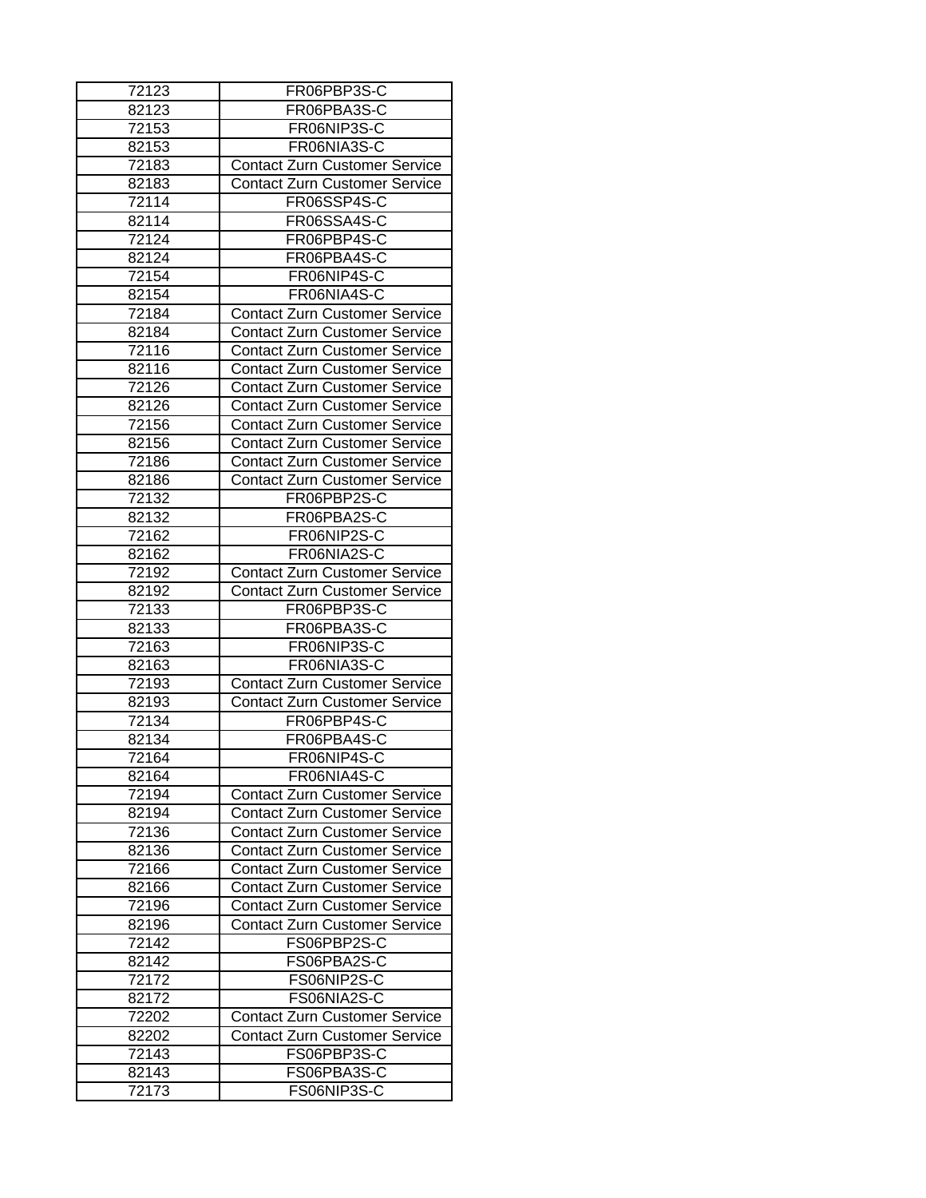| | |
|---|---|
| 72123 | FR06PBP3S-C |
| 82123 | FR06PBA3S-C |
| 72153 | FR06NIP3S-C |
| 82153 | FR06NIA3S-C |
| 72183 | Contact Zurn Customer Service |
| 82183 | Contact Zurn Customer Service |
| 72114 | FR06SSP4S-C |
| 82114 | FR06SSA4S-C |
| 72124 | FR06PBP4S-C |
| 82124 | FR06PBA4S-C |
| 72154 | FR06NIP4S-C |
| 82154 | FR06NIA4S-C |
| 72184 | Contact Zurn Customer Service |
| 82184 | Contact Zurn Customer Service |
| 72116 | Contact Zurn Customer Service |
| 82116 | Contact Zurn Customer Service |
| 72126 | Contact Zurn Customer Service |
| 82126 | Contact Zurn Customer Service |
| 72156 | Contact Zurn Customer Service |
| 82156 | Contact Zurn Customer Service |
| 72186 | Contact Zurn Customer Service |
| 82186 | Contact Zurn Customer Service |
| 72132 | FR06PBP2S-C |
| 82132 | FR06PBA2S-C |
| 72162 | FR06NIP2S-C |
| 82162 | FR06NIA2S-C |
| 72192 | Contact Zurn Customer Service |
| 82192 | Contact Zurn Customer Service |
| 72133 | FR06PBP3S-C |
| 82133 | FR06PBA3S-C |
| 72163 | FR06NIP3S-C |
| 82163 | FR06NIA3S-C |
| 72193 | Contact Zurn Customer Service |
| 82193 | Contact Zurn Customer Service |
| 72134 | FR06PBP4S-C |
| 82134 | FR06PBA4S-C |
| 72164 | FR06NIP4S-C |
| 82164 | FR06NIA4S-C |
| 72194 | Contact Zurn Customer Service |
| 82194 | Contact Zurn Customer Service |
| 72136 | Contact Zurn Customer Service |
| 82136 | Contact Zurn Customer Service |
| 72166 | Contact Zurn Customer Service |
| 82166 | Contact Zurn Customer Service |
| 72196 | Contact Zurn Customer Service |
| 82196 | Contact Zurn Customer Service |
| 72142 | FS06PBP2S-C |
| 82142 | FS06PBA2S-C |
| 72172 | FS06NIP2S-C |
| 82172 | FS06NIA2S-C |
| 72202 | Contact Zurn Customer Service |
| 82202 | Contact Zurn Customer Service |
| 72143 | FS06PBP3S-C |
| 82143 | FS06PBA3S-C |
| 72173 | FS06NIP3S-C |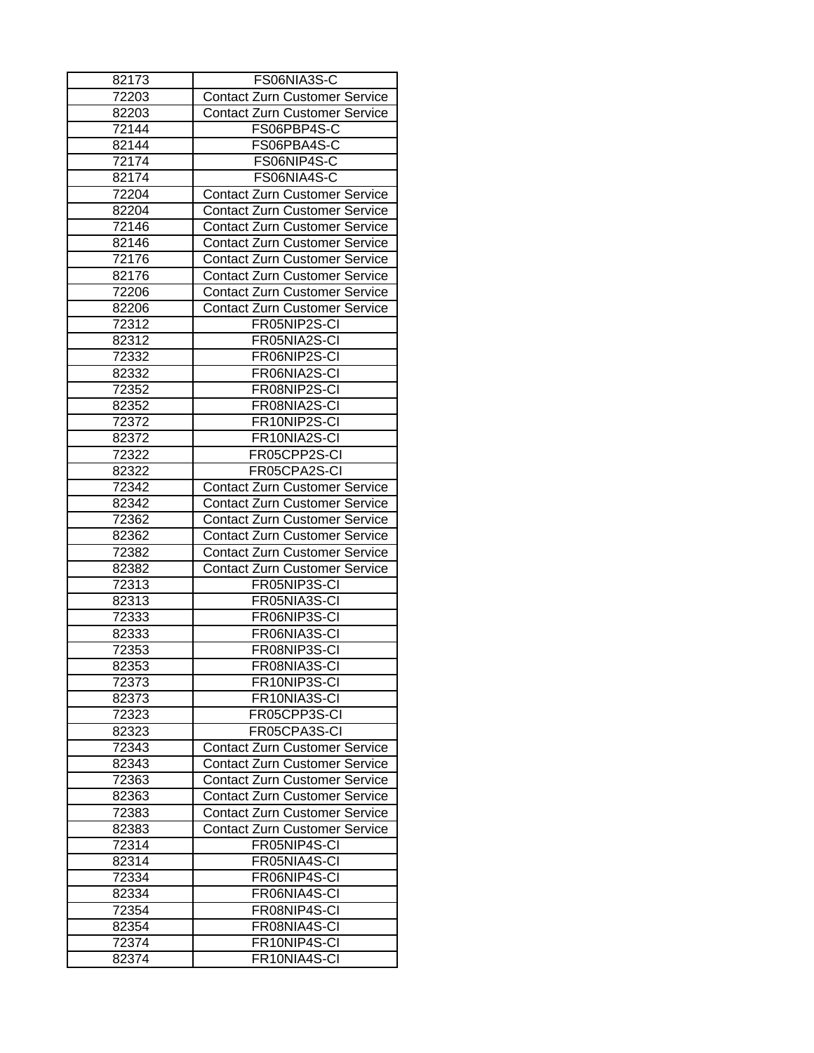| 82173 | FS06NIA3S-C |
|---|---|
| 72203 | Contact Zurn Customer Service |
| 82203 | Contact Zurn Customer Service |
| 72144 | FS06PBP4S-C |
| 82144 | FS06PBA4S-C |
| 72174 | FS06NIP4S-C |
| 82174 | FS06NIA4S-C |
| 72204 | Contact Zurn Customer Service |
| 82204 | Contact Zurn Customer Service |
| 72146 | Contact Zurn Customer Service |
| 82146 | Contact Zurn Customer Service |
| 72176 | Contact Zurn Customer Service |
| 82176 | Contact Zurn Customer Service |
| 72206 | Contact Zurn Customer Service |
| 82206 | Contact Zurn Customer Service |
| 72312 | FR05NIP2S-CI |
| 82312 | FR05NIA2S-CI |
| 72332 | FR06NIP2S-CI |
| 82332 | FR06NIA2S-CI |
| 72352 | FR08NIP2S-CI |
| 82352 | FR08NIA2S-CI |
| 72372 | FR10NIP2S-CI |
| 82372 | FR10NIA2S-CI |
| 72322 | FR05CPP2S-CI |
| 82322 | FR05CPA2S-CI |
| 72342 | Contact Zurn Customer Service |
| 82342 | Contact Zurn Customer Service |
| 72362 | Contact Zurn Customer Service |
| 82362 | Contact Zurn Customer Service |
| 72382 | Contact Zurn Customer Service |
| 82382 | Contact Zurn Customer Service |
| 72313 | FR05NIP3S-CI |
| 82313 | FR05NIA3S-CI |
| 72333 | FR06NIP3S-CI |
| 82333 | FR06NIA3S-CI |
| 72353 | FR08NIP3S-CI |
| 82353 | FR08NIA3S-CI |
| 72373 | FR10NIP3S-CI |
| 82373 | FR10NIA3S-CI |
| 72323 | FR05CPP3S-CI |
| 82323 | FR05CPA3S-CI |
| 72343 | Contact Zurn Customer Service |
| 82343 | Contact Zurn Customer Service |
| 72363 | Contact Zurn Customer Service |
| 82363 | Contact Zurn Customer Service |
| 72383 | Contact Zurn Customer Service |
| 82383 | Contact Zurn Customer Service |
| 72314 | FR05NIP4S-CI |
| 82314 | FR05NIA4S-CI |
| 72334 | FR06NIP4S-CI |
| 82334 | FR06NIA4S-CI |
| 72354 | FR08NIP4S-CI |
| 82354 | FR08NIA4S-CI |
| 72374 | FR10NIP4S-CI |
| 82374 | FR10NIA4S-CI |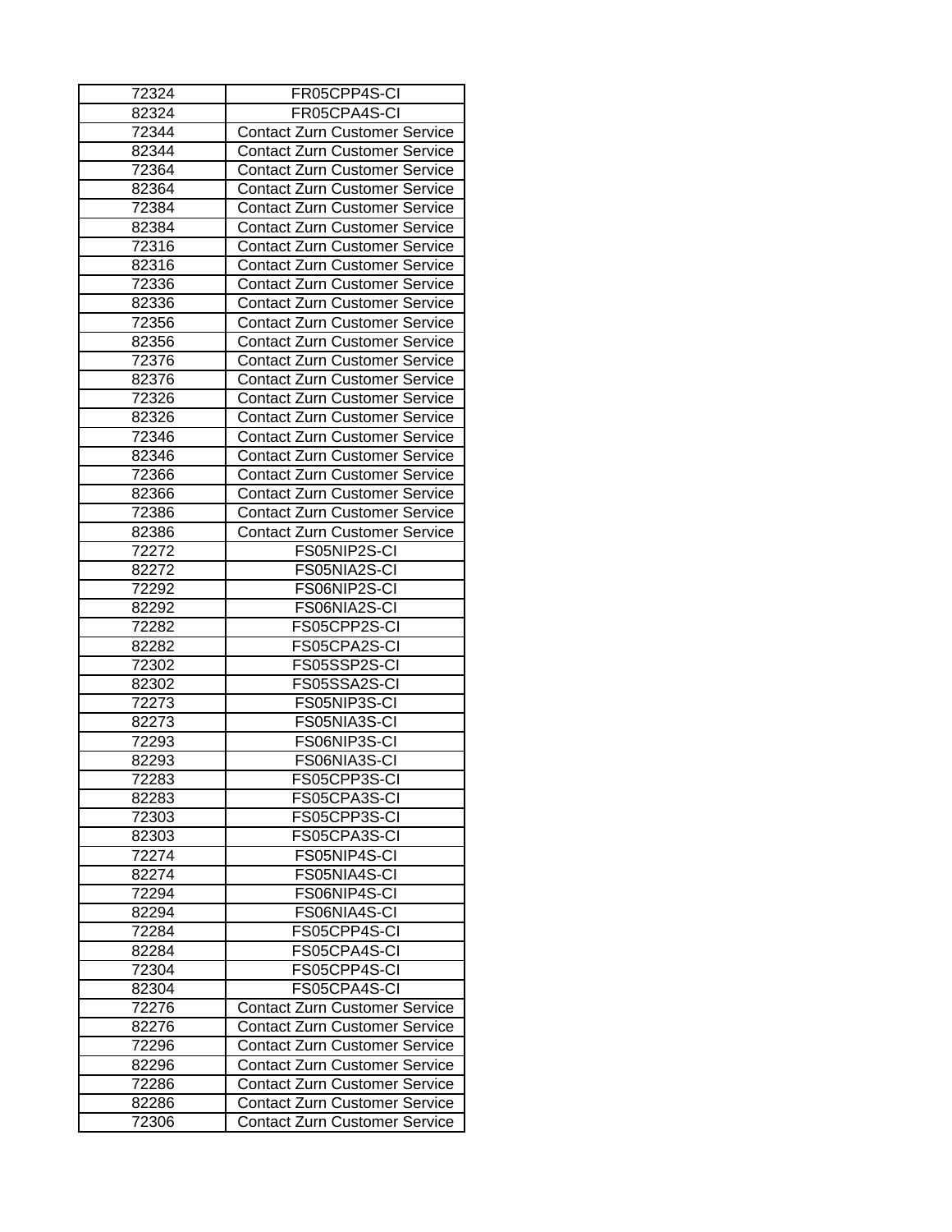| 72324 | FR05CPP4S-CI |
|---|---|
| 82324 | FR05CPA4S-CI |
| 72344 | Contact Zurn Customer Service |
| 82344 | Contact Zurn Customer Service |
| 72364 | Contact Zurn Customer Service |
| 82364 | Contact Zurn Customer Service |
| 72384 | Contact Zurn Customer Service |
| 82384 | Contact Zurn Customer Service |
| 72316 | Contact Zurn Customer Service |
| 82316 | Contact Zurn Customer Service |
| 72336 | Contact Zurn Customer Service |
| 82336 | Contact Zurn Customer Service |
| 72356 | Contact Zurn Customer Service |
| 82356 | Contact Zurn Customer Service |
| 72376 | Contact Zurn Customer Service |
| 82376 | Contact Zurn Customer Service |
| 72326 | Contact Zurn Customer Service |
| 82326 | Contact Zurn Customer Service |
| 72346 | Contact Zurn Customer Service |
| 82346 | Contact Zurn Customer Service |
| 72366 | Contact Zurn Customer Service |
| 82366 | Contact Zurn Customer Service |
| 72386 | Contact Zurn Customer Service |
| 82386 | Contact Zurn Customer Service |
| 72272 | FS05NIP2S-CI |
| 82272 | FS05NIA2S-CI |
| 72292 | FS06NIP2S-CI |
| 82292 | FS06NIA2S-CI |
| 72282 | FS05CPP2S-CI |
| 82282 | FS05CPA2S-CI |
| 72302 | FS05SSP2S-CI |
| 82302 | FS05SSA2S-CI |
| 72273 | FS05NIP3S-CI |
| 82273 | FS05NIA3S-CI |
| 72293 | FS06NIP3S-CI |
| 82293 | FS06NIA3S-CI |
| 72283 | FS05CPP3S-CI |
| 82283 | FS05CPA3S-CI |
| 72303 | FS05CPP3S-CI |
| 82303 | FS05CPA3S-CI |
| 72274 | FS05NIP4S-CI |
| 82274 | FS05NIA4S-CI |
| 72294 | FS06NIP4S-CI |
| 82294 | FS06NIA4S-CI |
| 72284 | FS05CPP4S-CI |
| 82284 | FS05CPA4S-CI |
| 72304 | FS05CPP4S-CI |
| 82304 | FS05CPA4S-CI |
| 72276 | Contact Zurn Customer Service |
| 82276 | Contact Zurn Customer Service |
| 72296 | Contact Zurn Customer Service |
| 82296 | Contact Zurn Customer Service |
| 72286 | Contact Zurn Customer Service |
| 82286 | Contact Zurn Customer Service |
| 72306 | Contact Zurn Customer Service |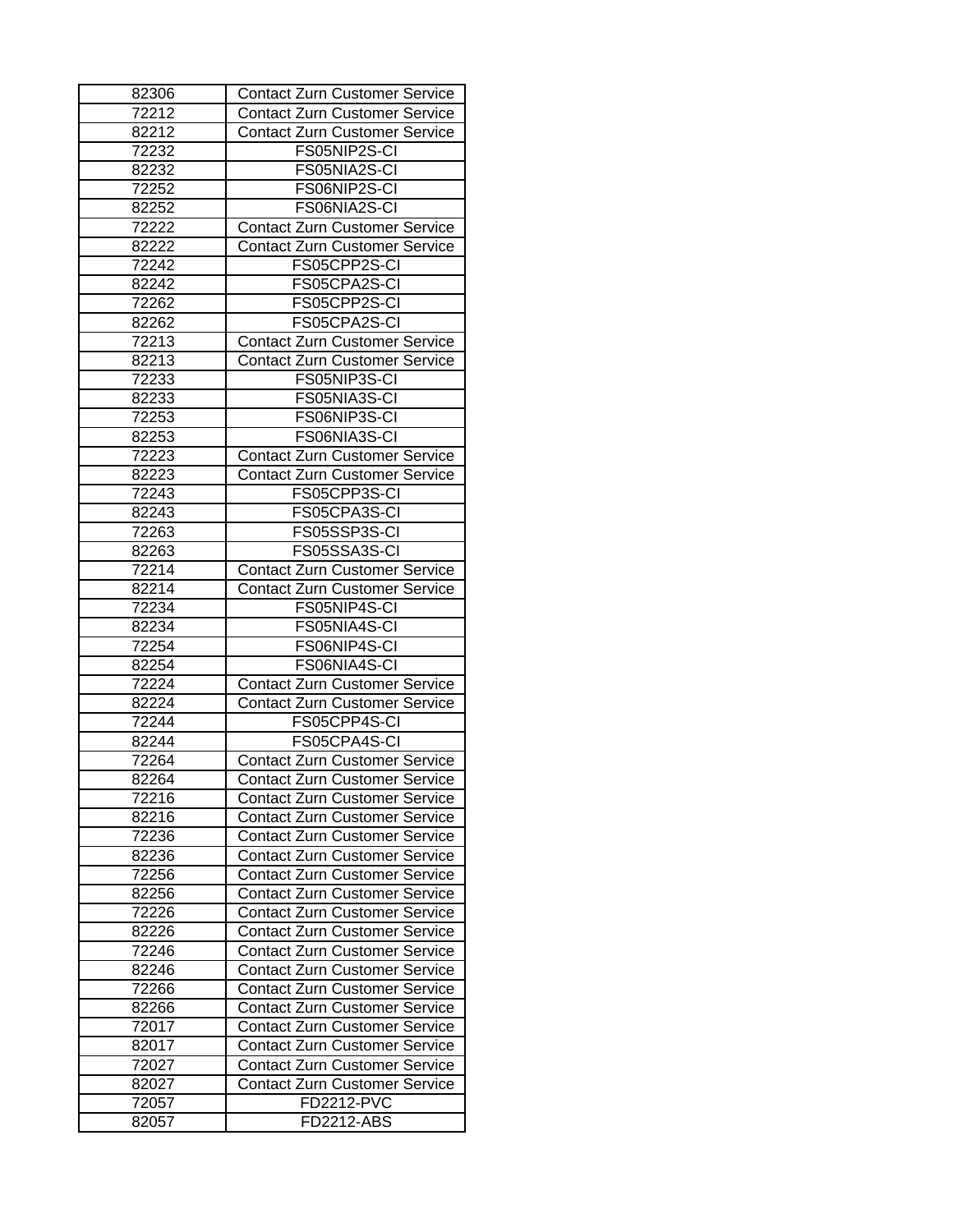| | |
|---|---|
| 82306 | Contact Zurn Customer Service |
| 72212 | Contact Zurn Customer Service |
| 82212 | Contact Zurn Customer Service |
| 72232 | FS05NIP2S-CI |
| 82232 | FS05NIA2S-CI |
| 72252 | FS06NIP2S-CI |
| 82252 | FS06NIA2S-CI |
| 72222 | Contact Zurn Customer Service |
| 82222 | Contact Zurn Customer Service |
| 72242 | FS05CPP2S-CI |
| 82242 | FS05CPA2S-CI |
| 72262 | FS05CPP2S-CI |
| 82262 | FS05CPA2S-CI |
| 72213 | Contact Zurn Customer Service |
| 82213 | Contact Zurn Customer Service |
| 72233 | FS05NIP3S-CI |
| 82233 | FS05NIA3S-CI |
| 72253 | FS06NIP3S-CI |
| 82253 | FS06NIA3S-CI |
| 72223 | Contact Zurn Customer Service |
| 82223 | Contact Zurn Customer Service |
| 72243 | FS05CPP3S-CI |
| 82243 | FS05CPA3S-CI |
| 72263 | FS05SSP3S-CI |
| 82263 | FS05SSA3S-CI |
| 72214 | Contact Zurn Customer Service |
| 82214 | Contact Zurn Customer Service |
| 72234 | FS05NIP4S-CI |
| 82234 | FS05NIA4S-CI |
| 72254 | FS06NIP4S-CI |
| 82254 | FS06NIA4S-CI |
| 72224 | Contact Zurn Customer Service |
| 82224 | Contact Zurn Customer Service |
| 72244 | FS05CPP4S-CI |
| 82244 | FS05CPA4S-CI |
| 72264 | Contact Zurn Customer Service |
| 82264 | Contact Zurn Customer Service |
| 72216 | Contact Zurn Customer Service |
| 82216 | Contact Zurn Customer Service |
| 72236 | Contact Zurn Customer Service |
| 82236 | Contact Zurn Customer Service |
| 72256 | Contact Zurn Customer Service |
| 82256 | Contact Zurn Customer Service |
| 72226 | Contact Zurn Customer Service |
| 82226 | Contact Zurn Customer Service |
| 72246 | Contact Zurn Customer Service |
| 82246 | Contact Zurn Customer Service |
| 72266 | Contact Zurn Customer Service |
| 82266 | Contact Zurn Customer Service |
| 72017 | Contact Zurn Customer Service |
| 82017 | Contact Zurn Customer Service |
| 72027 | Contact Zurn Customer Service |
| 82027 | Contact Zurn Customer Service |
| 72057 | FD2212-PVC |
| 82057 | FD2212-ABS |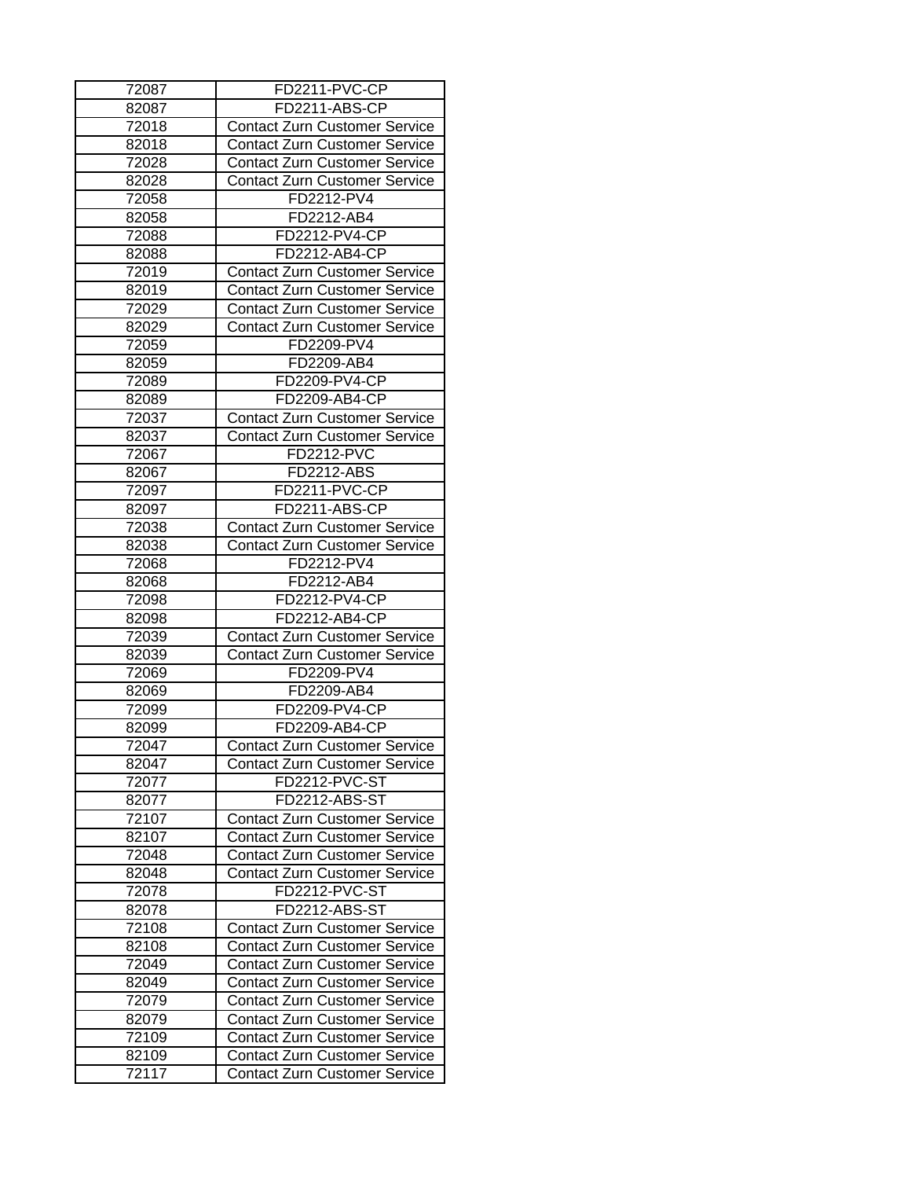| | |
|---|---|
| 72087 | FD2211-PVC-CP |
| 82087 | FD2211-ABS-CP |
| 72018 | Contact Zurn Customer Service |
| 82018 | Contact Zurn Customer Service |
| 72028 | Contact Zurn Customer Service |
| 82028 | Contact Zurn Customer Service |
| 72058 | FD2212-PV4 |
| 82058 | FD2212-AB4 |
| 72088 | FD2212-PV4-CP |
| 82088 | FD2212-AB4-CP |
| 72019 | Contact Zurn Customer Service |
| 82019 | Contact Zurn Customer Service |
| 72029 | Contact Zurn Customer Service |
| 82029 | Contact Zurn Customer Service |
| 72059 | FD2209-PV4 |
| 82059 | FD2209-AB4 |
| 72089 | FD2209-PV4-CP |
| 82089 | FD2209-AB4-CP |
| 72037 | Contact Zurn Customer Service |
| 82037 | Contact Zurn Customer Service |
| 72067 | FD2212-PVC |
| 82067 | FD2212-ABS |
| 72097 | FD2211-PVC-CP |
| 82097 | FD2211-ABS-CP |
| 72038 | Contact Zurn Customer Service |
| 82038 | Contact Zurn Customer Service |
| 72068 | FD2212-PV4 |
| 82068 | FD2212-AB4 |
| 72098 | FD2212-PV4-CP |
| 82098 | FD2212-AB4-CP |
| 72039 | Contact Zurn Customer Service |
| 82039 | Contact Zurn Customer Service |
| 72069 | FD2209-PV4 |
| 82069 | FD2209-AB4 |
| 72099 | FD2209-PV4-CP |
| 82099 | FD2209-AB4-CP |
| 72047 | Contact Zurn Customer Service |
| 82047 | Contact Zurn Customer Service |
| 72077 | FD2212-PVC-ST |
| 82077 | FD2212-ABS-ST |
| 72107 | Contact Zurn Customer Service |
| 82107 | Contact Zurn Customer Service |
| 72048 | Contact Zurn Customer Service |
| 82048 | Contact Zurn Customer Service |
| 72078 | FD2212-PVC-ST |
| 82078 | FD2212-ABS-ST |
| 72108 | Contact Zurn Customer Service |
| 82108 | Contact Zurn Customer Service |
| 72049 | Contact Zurn Customer Service |
| 82049 | Contact Zurn Customer Service |
| 72079 | Contact Zurn Customer Service |
| 82079 | Contact Zurn Customer Service |
| 72109 | Contact Zurn Customer Service |
| 82109 | Contact Zurn Customer Service |
| 72117 | Contact Zurn Customer Service |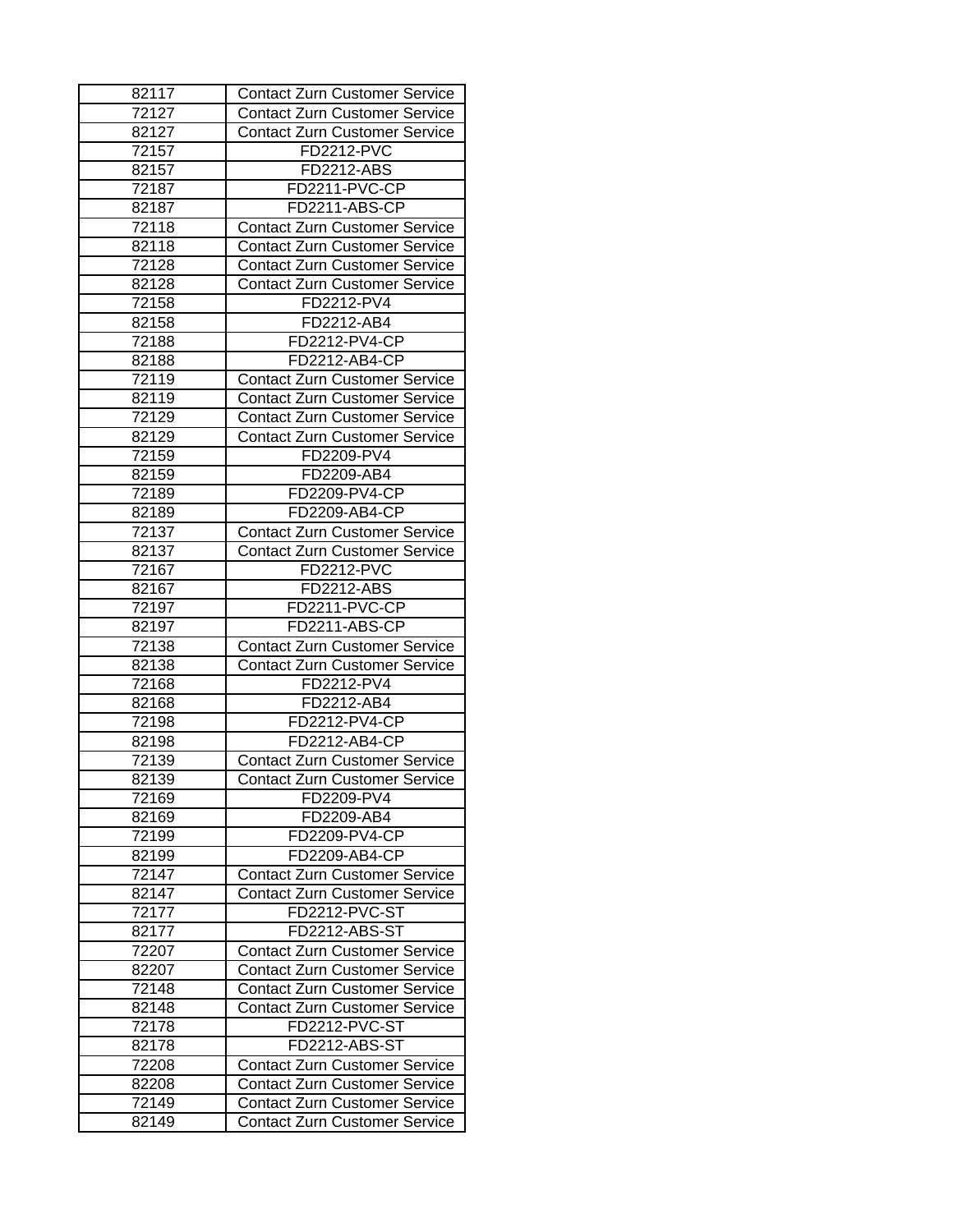| 82117 | Contact Zurn Customer Service |
|---|---|
| 72127 | Contact Zurn Customer Service |
| 82127 | Contact Zurn Customer Service |
| 72157 | FD2212-PVC |
| 82157 | FD2212-ABS |
| 72187 | FD2211-PVC-CP |
| 82187 | FD2211-ABS-CP |
| 72118 | Contact Zurn Customer Service |
| 82118 | Contact Zurn Customer Service |
| 72128 | Contact Zurn Customer Service |
| 82128 | Contact Zurn Customer Service |
| 72158 | FD2212-PV4 |
| 82158 | FD2212-AB4 |
| 72188 | FD2212-PV4-CP |
| 82188 | FD2212-AB4-CP |
| 72119 | Contact Zurn Customer Service |
| 82119 | Contact Zurn Customer Service |
| 72129 | Contact Zurn Customer Service |
| 82129 | Contact Zurn Customer Service |
| 72159 | FD2209-PV4 |
| 82159 | FD2209-AB4 |
| 72189 | FD2209-PV4-CP |
| 82189 | FD2209-AB4-CP |
| 72137 | Contact Zurn Customer Service |
| 82137 | Contact Zurn Customer Service |
| 72167 | FD2212-PVC |
| 82167 | FD2212-ABS |
| 72197 | FD2211-PVC-CP |
| 82197 | FD2211-ABS-CP |
| 72138 | Contact Zurn Customer Service |
| 82138 | Contact Zurn Customer Service |
| 72168 | FD2212-PV4 |
| 82168 | FD2212-AB4 |
| 72198 | FD2212-PV4-CP |
| 82198 | FD2212-AB4-CP |
| 72139 | Contact Zurn Customer Service |
| 82139 | Contact Zurn Customer Service |
| 72169 | FD2209-PV4 |
| 82169 | FD2209-AB4 |
| 72199 | FD2209-PV4-CP |
| 82199 | FD2209-AB4-CP |
| 72147 | Contact Zurn Customer Service |
| 82147 | Contact Zurn Customer Service |
| 72177 | FD2212-PVC-ST |
| 82177 | FD2212-ABS-ST |
| 72207 | Contact Zurn Customer Service |
| 82207 | Contact Zurn Customer Service |
| 72148 | Contact Zurn Customer Service |
| 82148 | Contact Zurn Customer Service |
| 72178 | FD2212-PVC-ST |
| 82178 | FD2212-ABS-ST |
| 72208 | Contact Zurn Customer Service |
| 82208 | Contact Zurn Customer Service |
| 72149 | Contact Zurn Customer Service |
| 82149 | Contact Zurn Customer Service |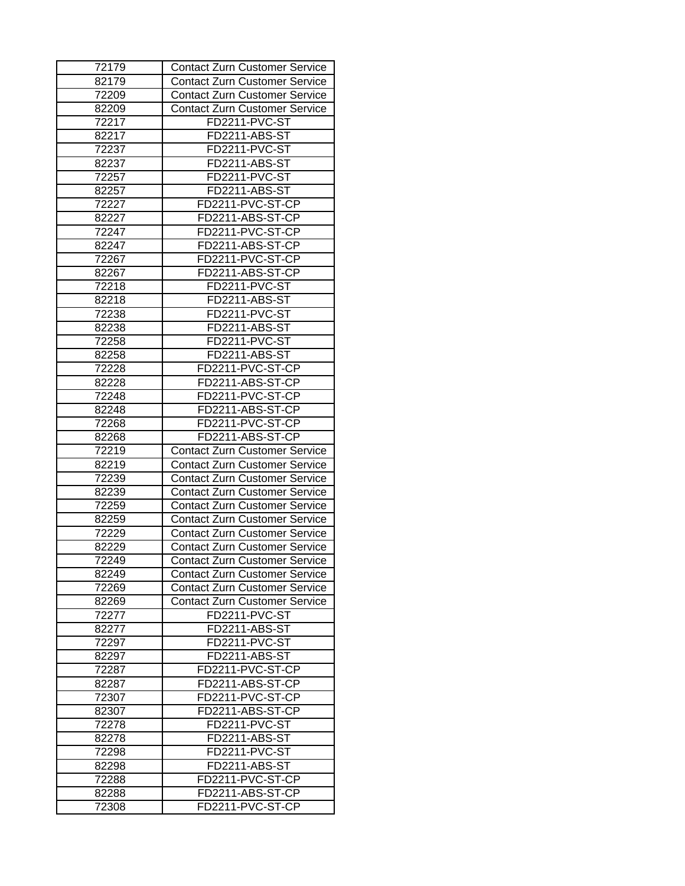| 72179 | Contact Zurn Customer Service |
|---|---|
| 82179 | Contact Zurn Customer Service |
| 72209 | Contact Zurn Customer Service |
| 82209 | Contact Zurn Customer Service |
| 72217 | FD2211-PVC-ST |
| 82217 | FD2211-ABS-ST |
| 72237 | FD2211-PVC-ST |
| 82237 | FD2211-ABS-ST |
| 72257 | FD2211-PVC-ST |
| 82257 | FD2211-ABS-ST |
| 72227 | FD2211-PVC-ST-CP |
| 82227 | FD2211-ABS-ST-CP |
| 72247 | FD2211-PVC-ST-CP |
| 82247 | FD2211-ABS-ST-CP |
| 72267 | FD2211-PVC-ST-CP |
| 82267 | FD2211-ABS-ST-CP |
| 72218 | FD2211-PVC-ST |
| 82218 | FD2211-ABS-ST |
| 72238 | FD2211-PVC-ST |
| 82238 | FD2211-ABS-ST |
| 72258 | FD2211-PVC-ST |
| 82258 | FD2211-ABS-ST |
| 72228 | FD2211-PVC-ST-CP |
| 82228 | FD2211-ABS-ST-CP |
| 72248 | FD2211-PVC-ST-CP |
| 82248 | FD2211-ABS-ST-CP |
| 72268 | FD2211-PVC-ST-CP |
| 82268 | FD2211-ABS-ST-CP |
| 72219 | Contact Zurn Customer Service |
| 82219 | Contact Zurn Customer Service |
| 72239 | Contact Zurn Customer Service |
| 82239 | Contact Zurn Customer Service |
| 72259 | Contact Zurn Customer Service |
| 82259 | Contact Zurn Customer Service |
| 72229 | Contact Zurn Customer Service |
| 82229 | Contact Zurn Customer Service |
| 72249 | Contact Zurn Customer Service |
| 82249 | Contact Zurn Customer Service |
| 72269 | Contact Zurn Customer Service |
| 82269 | Contact Zurn Customer Service |
| 72277 | FD2211-PVC-ST |
| 82277 | FD2211-ABS-ST |
| 72297 | FD2211-PVC-ST |
| 82297 | FD2211-ABS-ST |
| 72287 | FD2211-PVC-ST-CP |
| 82287 | FD2211-ABS-ST-CP |
| 72307 | FD2211-PVC-ST-CP |
| 82307 | FD2211-ABS-ST-CP |
| 72278 | FD2211-PVC-ST |
| 82278 | FD2211-ABS-ST |
| 72298 | FD2211-PVC-ST |
| 82298 | FD2211-ABS-ST |
| 72288 | FD2211-PVC-ST-CP |
| 82288 | FD2211-ABS-ST-CP |
| 72308 | FD2211-PVC-ST-CP |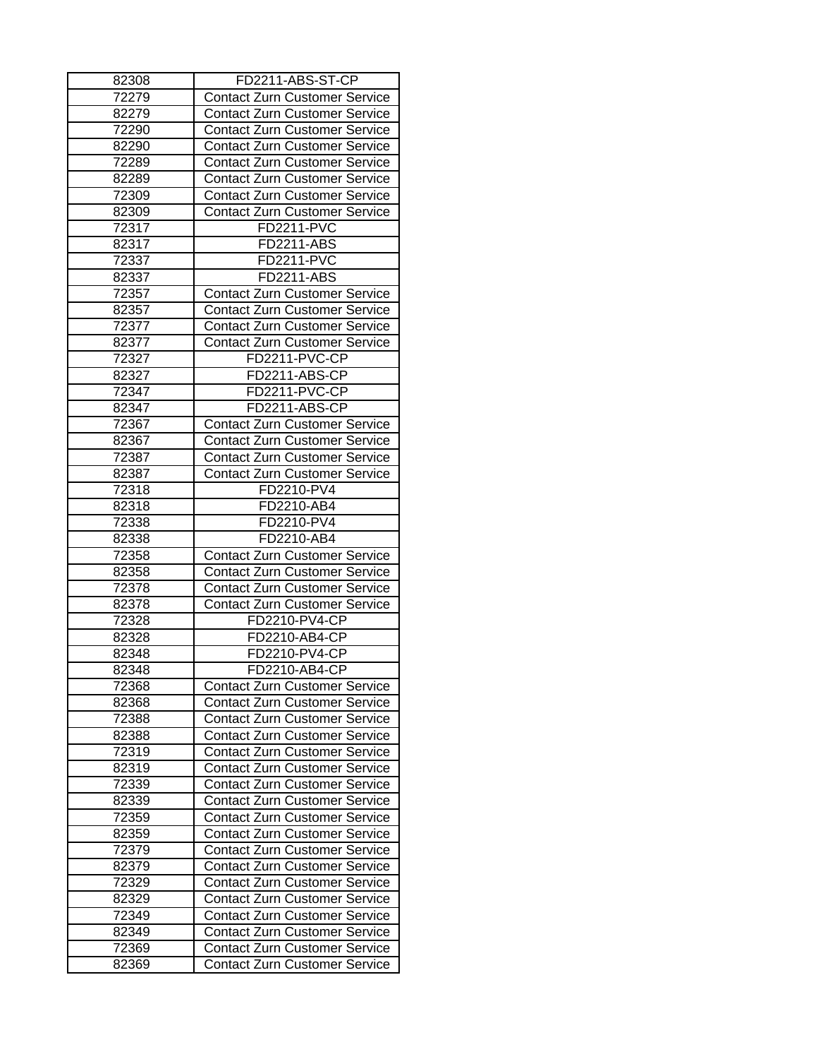| 82308 | FD2211-ABS-ST-CP |
|---|---|
| 72279 | Contact Zurn Customer Service |
| 82279 | Contact Zurn Customer Service |
| 72290 | Contact Zurn Customer Service |
| 82290 | Contact Zurn Customer Service |
| 72289 | Contact Zurn Customer Service |
| 82289 | Contact Zurn Customer Service |
| 72309 | Contact Zurn Customer Service |
| 82309 | Contact Zurn Customer Service |
| 72317 | FD2211-PVC |
| 82317 | FD2211-ABS |
| 72337 | FD2211-PVC |
| 82337 | FD2211-ABS |
| 72357 | Contact Zurn Customer Service |
| 82357 | Contact Zurn Customer Service |
| 72377 | Contact Zurn Customer Service |
| 82377 | Contact Zurn Customer Service |
| 72327 | FD2211-PVC-CP |
| 82327 | FD2211-ABS-CP |
| 72347 | FD2211-PVC-CP |
| 82347 | FD2211-ABS-CP |
| 72367 | Contact Zurn Customer Service |
| 82367 | Contact Zurn Customer Service |
| 72387 | Contact Zurn Customer Service |
| 82387 | Contact Zurn Customer Service |
| 72318 | FD2210-PV4 |
| 82318 | FD2210-AB4 |
| 72338 | FD2210-PV4 |
| 82338 | FD2210-AB4 |
| 72358 | Contact Zurn Customer Service |
| 82358 | Contact Zurn Customer Service |
| 72378 | Contact Zurn Customer Service |
| 82378 | Contact Zurn Customer Service |
| 72328 | FD2210-PV4-CP |
| 82328 | FD2210-AB4-CP |
| 82348 | FD2210-PV4-CP |
| 82348 | FD2210-AB4-CP |
| 72368 | Contact Zurn Customer Service |
| 82368 | Contact Zurn Customer Service |
| 72388 | Contact Zurn Customer Service |
| 82388 | Contact Zurn Customer Service |
| 72319 | Contact Zurn Customer Service |
| 82319 | Contact Zurn Customer Service |
| 72339 | Contact Zurn Customer Service |
| 82339 | Contact Zurn Customer Service |
| 72359 | Contact Zurn Customer Service |
| 82359 | Contact Zurn Customer Service |
| 72379 | Contact Zurn Customer Service |
| 82379 | Contact Zurn Customer Service |
| 72329 | Contact Zurn Customer Service |
| 82329 | Contact Zurn Customer Service |
| 72349 | Contact Zurn Customer Service |
| 82349 | Contact Zurn Customer Service |
| 72369 | Contact Zurn Customer Service |
| 82369 | Contact Zurn Customer Service |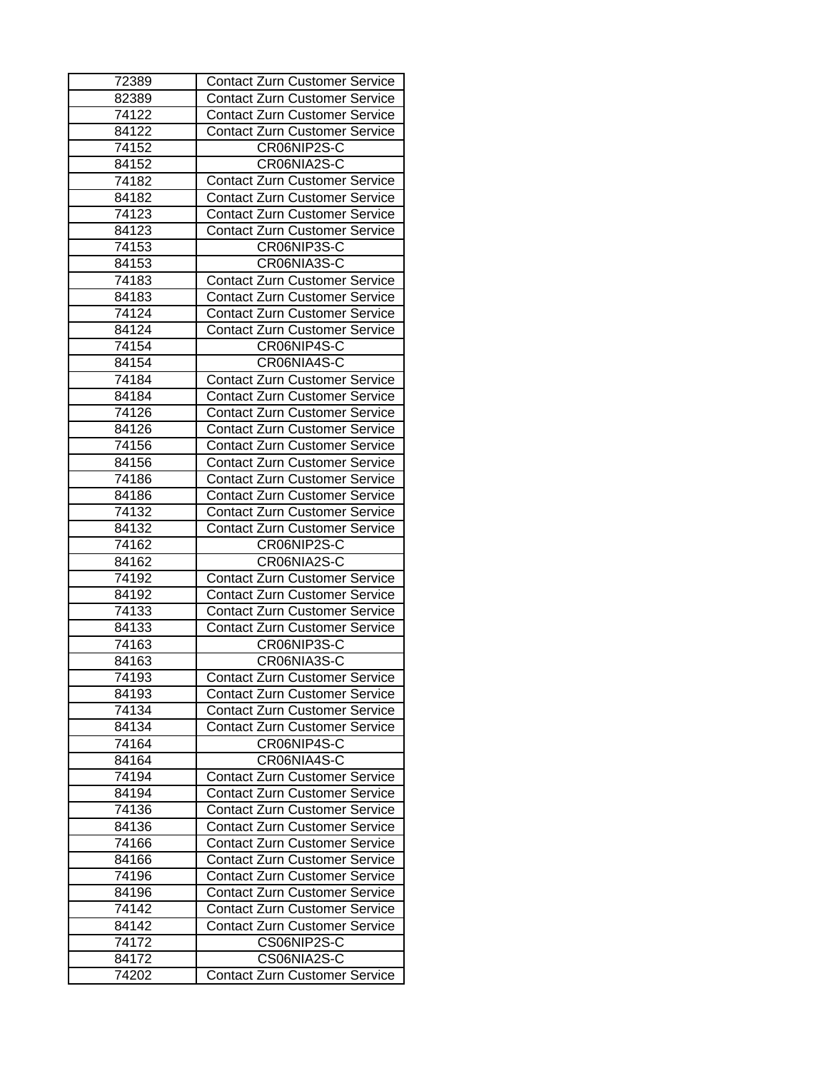| | |
|---|---|
| 72389 | Contact Zurn Customer Service |
| 82389 | Contact Zurn Customer Service |
| 74122 | Contact Zurn Customer Service |
| 84122 | Contact Zurn Customer Service |
| 74152 | CR06NIP2S-C |
| 84152 | CR06NIA2S-C |
| 74182 | Contact Zurn Customer Service |
| 84182 | Contact Zurn Customer Service |
| 74123 | Contact Zurn Customer Service |
| 84123 | Contact Zurn Customer Service |
| 74153 | CR06NIP3S-C |
| 84153 | CR06NIA3S-C |
| 74183 | Contact Zurn Customer Service |
| 84183 | Contact Zurn Customer Service |
| 74124 | Contact Zurn Customer Service |
| 84124 | Contact Zurn Customer Service |
| 74154 | CR06NIP4S-C |
| 84154 | CR06NIA4S-C |
| 74184 | Contact Zurn Customer Service |
| 84184 | Contact Zurn Customer Service |
| 74126 | Contact Zurn Customer Service |
| 84126 | Contact Zurn Customer Service |
| 74156 | Contact Zurn Customer Service |
| 84156 | Contact Zurn Customer Service |
| 74186 | Contact Zurn Customer Service |
| 84186 | Contact Zurn Customer Service |
| 74132 | Contact Zurn Customer Service |
| 84132 | Contact Zurn Customer Service |
| 74162 | CR06NIP2S-C |
| 84162 | CR06NIA2S-C |
| 74192 | Contact Zurn Customer Service |
| 84192 | Contact Zurn Customer Service |
| 74133 | Contact Zurn Customer Service |
| 84133 | Contact Zurn Customer Service |
| 74163 | CR06NIP3S-C |
| 84163 | CR06NIA3S-C |
| 74193 | Contact Zurn Customer Service |
| 84193 | Contact Zurn Customer Service |
| 74134 | Contact Zurn Customer Service |
| 84134 | Contact Zurn Customer Service |
| 74164 | CR06NIP4S-C |
| 84164 | CR06NIA4S-C |
| 74194 | Contact Zurn Customer Service |
| 84194 | Contact Zurn Customer Service |
| 74136 | Contact Zurn Customer Service |
| 84136 | Contact Zurn Customer Service |
| 74166 | Contact Zurn Customer Service |
| 84166 | Contact Zurn Customer Service |
| 74196 | Contact Zurn Customer Service |
| 84196 | Contact Zurn Customer Service |
| 74142 | Contact Zurn Customer Service |
| 84142 | Contact Zurn Customer Service |
| 74172 | CS06NIP2S-C |
| 84172 | CS06NIA2S-C |
| 74202 | Contact Zurn Customer Service |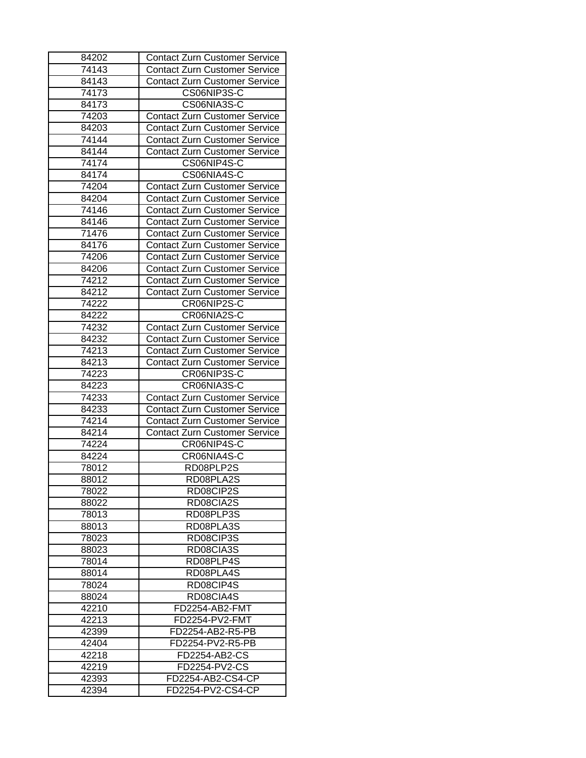| | |
|---|---|
| 84202 | Contact Zurn Customer Service |
| 74143 | Contact Zurn Customer Service |
| 84143 | Contact Zurn Customer Service |
| 74173 | CS06NIP3S-C |
| 84173 | CS06NIA3S-C |
| 74203 | Contact Zurn Customer Service |
| 84203 | Contact Zurn Customer Service |
| 74144 | Contact Zurn Customer Service |
| 84144 | Contact Zurn Customer Service |
| 74174 | CS06NIP4S-C |
| 84174 | CS06NIA4S-C |
| 74204 | Contact Zurn Customer Service |
| 84204 | Contact Zurn Customer Service |
| 74146 | Contact Zurn Customer Service |
| 84146 | Contact Zurn Customer Service |
| 71476 | Contact Zurn Customer Service |
| 84176 | Contact Zurn Customer Service |
| 74206 | Contact Zurn Customer Service |
| 84206 | Contact Zurn Customer Service |
| 74212 | Contact Zurn Customer Service |
| 84212 | Contact Zurn Customer Service |
| 74222 | CR06NIP2S-C |
| 84222 | CR06NIA2S-C |
| 74232 | Contact Zurn Customer Service |
| 84232 | Contact Zurn Customer Service |
| 74213 | Contact Zurn Customer Service |
| 84213 | Contact Zurn Customer Service |
| 74223 | CR06NIP3S-C |
| 84223 | CR06NIA3S-C |
| 74233 | Contact Zurn Customer Service |
| 84233 | Contact Zurn Customer Service |
| 74214 | Contact Zurn Customer Service |
| 84214 | Contact Zurn Customer Service |
| 74224 | CR06NIP4S-C |
| 84224 | CR06NIA4S-C |
| 78012 | RD08PLP2S |
| 88012 | RD08PLA2S |
| 78022 | RD08CIP2S |
| 88022 | RD08CIA2S |
| 78013 | RD08PLP3S |
| 88013 | RD08PLA3S |
| 78023 | RD08CIP3S |
| 88023 | RD08CIA3S |
| 78014 | RD08PLP4S |
| 88014 | RD08PLA4S |
| 78024 | RD08CIP4S |
| 88024 | RD08CIA4S |
| 42210 | FD2254-AB2-FMT |
| 42213 | FD2254-PV2-FMT |
| 42399 | FD2254-AB2-R5-PB |
| 42404 | FD2254-PV2-R5-PB |
| 42218 | FD2254-AB2-CS |
| 42219 | FD2254-PV2-CS |
| 42393 | FD2254-AB2-CS4-CP |
| 42394 | FD2254-PV2-CS4-CP |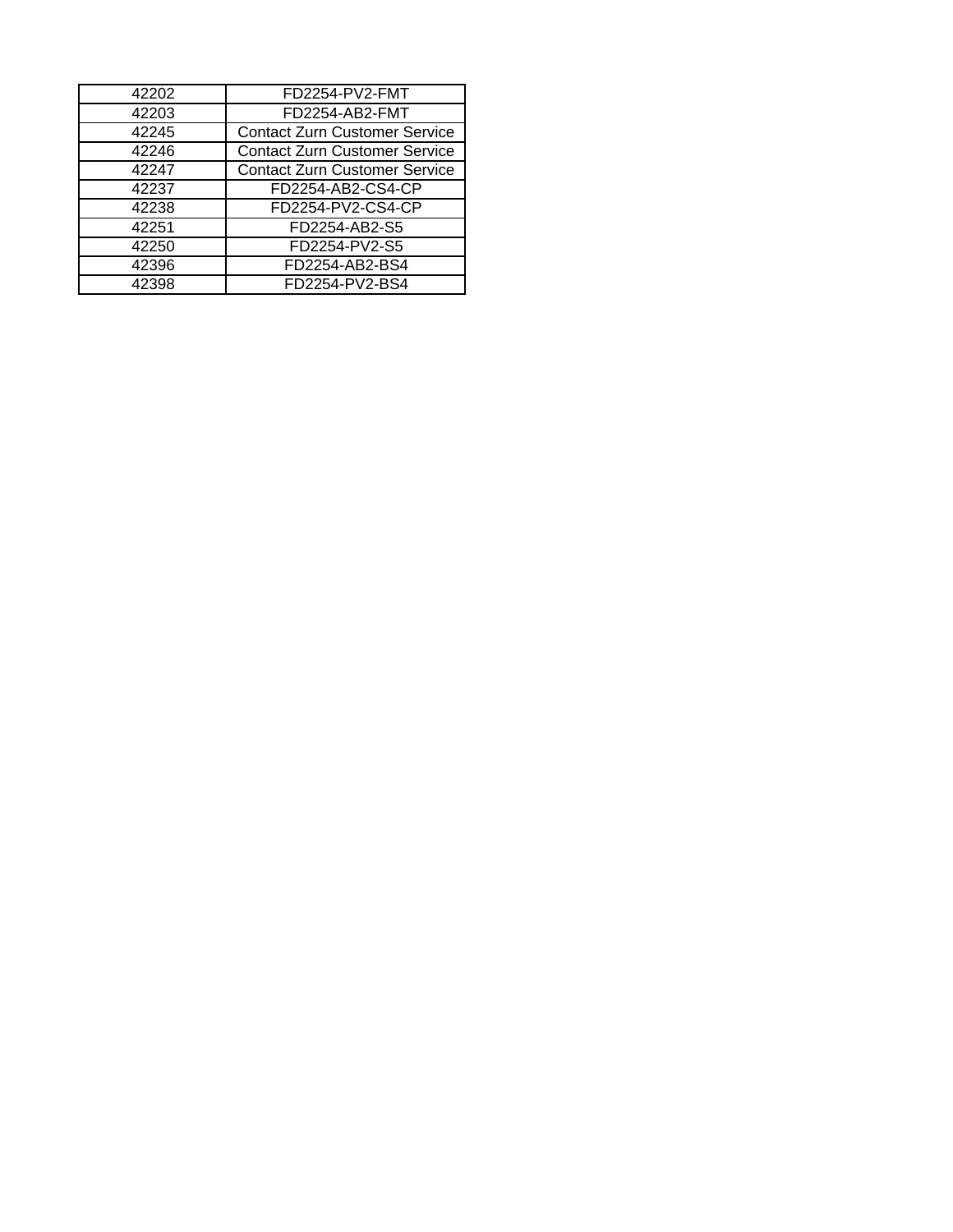| | |
|---|---|
| 42202 | FD2254-PV2-FMT |
| 42203 | FD2254-AB2-FMT |
| 42245 | Contact Zurn Customer Service |
| 42246 | Contact Zurn Customer Service |
| 42247 | Contact Zurn Customer Service |
| 42237 | FD2254-AB2-CS4-CP |
| 42238 | FD2254-PV2-CS4-CP |
| 42251 | FD2254-AB2-S5 |
| 42250 | FD2254-PV2-S5 |
| 42396 | FD2254-AB2-BS4 |
| 42398 | FD2254-PV2-BS4 |